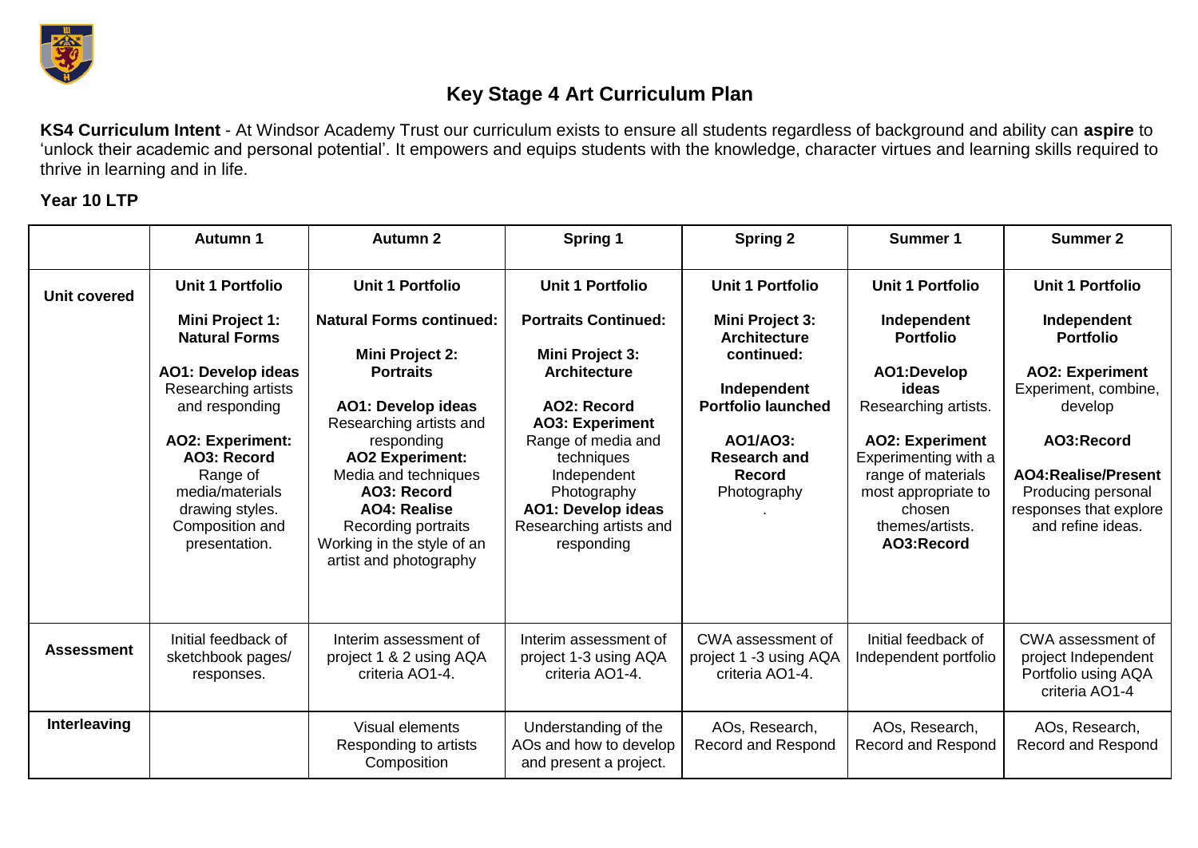# Key Stage 4 Art Curriculum Plan

**KS4 Curriculum Intent** - At Windsor Academy Trust our curriculum exists to ensure all students regardless of background and ability can **aspire** to 'unlock their academic and personal potential'. It empowers and equips students with the knowledge, character virtues and learning skills required to thrive in learning and in life.

**Year 10 LTP**

| | Autumn 1 | Autumn 2 | Spring 1 | Spring 2 | Summer 1 | Summer 2 |
|---|---|---|---|---|---|---|
| **Unit covered** | **Unit 1 Portfolio**<br><br>**Mini Project 1: Natural Forms**<br><br>**AO1: Develop ideas** Researching artists and responding<br><br>**AO2: Experiment:** **AO3: Record** Range of media/materials drawing styles. Composition and presentation. | **Unit 1 Portfolio**<br><br>**Natural Forms continued:**<br><br>**Mini Project 2: Portraits**<br><br>**AO1: Develop ideas** Researching artists and responding **AO2 Experiment:** Media and techniques **AO3: Record** **AO4: Realise** Recording portraits Working in the style of an artist and photography | **Unit 1 Portfolio**<br><br>**Portraits Continued:**<br><br>**Mini Project 3: Architecture**<br><br>**AO2: Record** **AO3: Experiment** Range of media and techniques Independent Photography **AO1: Develop ideas** Researching artists and responding | **Unit 1 Portfolio**<br><br>**Mini Project 3: Architecture continued:**<br><br>**Independent Portfolio launched**<br><br>**AO1/AO3: Research and Record** Photography<br>. | **Unit 1 Portfolio**<br><br>**Independent Portfolio**<br><br>**AO1:Develop ideas** Researching artists.<br><br>**AO2: Experiment** Experimenting with a range of materials most appropriate to chosen themes/artists. **AO3:Record** | **Unit 1 Portfolio**<br><br>**Independent Portfolio**<br><br>**AO2: Experiment** Experiment, combine, develop<br><br>**AO3:Record**<br><br>**AO4:Realise/Present** Producing personal responses that explore and refine ideas. |
| **Assessment** | Initial feedback of sketchbook pages/ responses. | Interim assessment of project 1 & 2 using AQA criteria AO1-4. | Interim assessment of project 1-3 using AQA criteria AO1-4. | CWA assessment of project 1 -3 using AQA criteria AO1-4. | Initial feedback of Independent portfolio | CWA assessment of project Independent Portfolio using AQA criteria AO1-4 |
| **Interleaving** | | Visual elements Responding to artists Composition | Understanding of the AOs and how to develop and present a project. | AOs, Research, Record and Respond | AOs, Research, Record and Respond | AOs, Research, Record and Respond |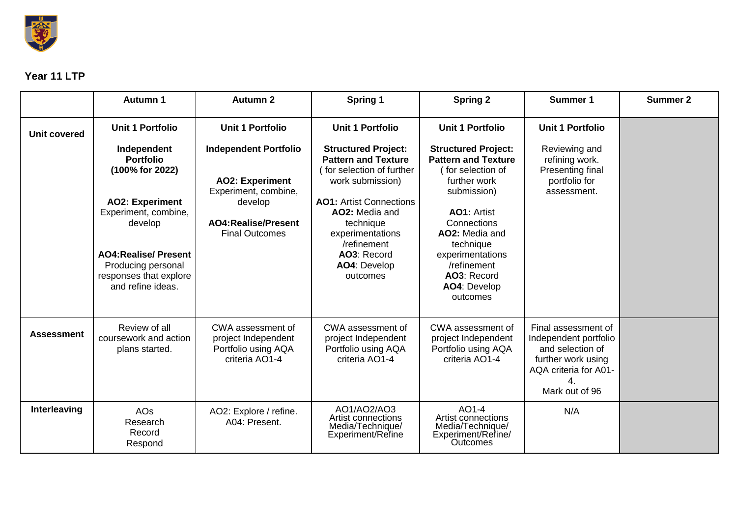## Year 11 LTP

| | Autumn 1 | Autumn 2 | Spring 1 | Spring 2 | Summer 1 | Summer 2 |
|---|---|---|---|---|---|---|
| **Unit covered** | **Unit 1 Portfolio**<br><br>**Independent Portfolio (100% for 2022)**<br><br>**AO2: Experiment** Experiment, combine, develop<br><br>**AO4:Realise/ Present** Producing personal responses that explore and refine ideas. | **Unit 1 Portfolio**<br><br>**Independent Portfolio**<br><br>**AO2: Experiment** Experiment, combine, develop<br><br>**AO4:Realise/Present** Final Outcomes | **Unit 1 Portfolio**<br><br>**Structured Project: Pattern and Texture** ( for selection of further work submission)<br><br>**AO1:** Artist Connections<br>**AO2:** Media and technique experimentations /refinement<br>**AO3**: Record<br>**AO4**: Develop outcomes | **Unit 1 Portfolio**<br><br>**Structured Project: Pattern and Texture** ( for selection of further work submission)<br><br>**AO1:** Artist Connections<br>**AO2:** Media and technique experimentations /refinement<br>**AO3**: Record<br>**AO4**: Develop outcomes | **Unit 1 Portfolio**<br><br>Reviewing and refining work. Presenting final portfolio for assessment. | |
| **Assessment** | Review of all coursework and action plans started. | CWA assessment of project Independent Portfolio using AQA criteria AO1-4 | CWA assessment of project Independent Portfolio using AQA criteria AO1-4 | CWA assessment of project Independent Portfolio using AQA criteria AO1-4 | Final assessment of Independent portfolio and selection of further work using AQA criteria for A01-4.<br>Mark out of 96 | |
| **Interleaving** | AOs<br>Research<br>Record<br>Respond | AO2: Explore / refine.<br>A04: Present. | AO1/AO2/AO3<br>Artist connections<br>Media/Technique/<br>Experiment/Refine | AO1-4<br>Artist connections<br>Media/Technique/<br>Experiment/Refine/<br>Outcomes | N/A | |